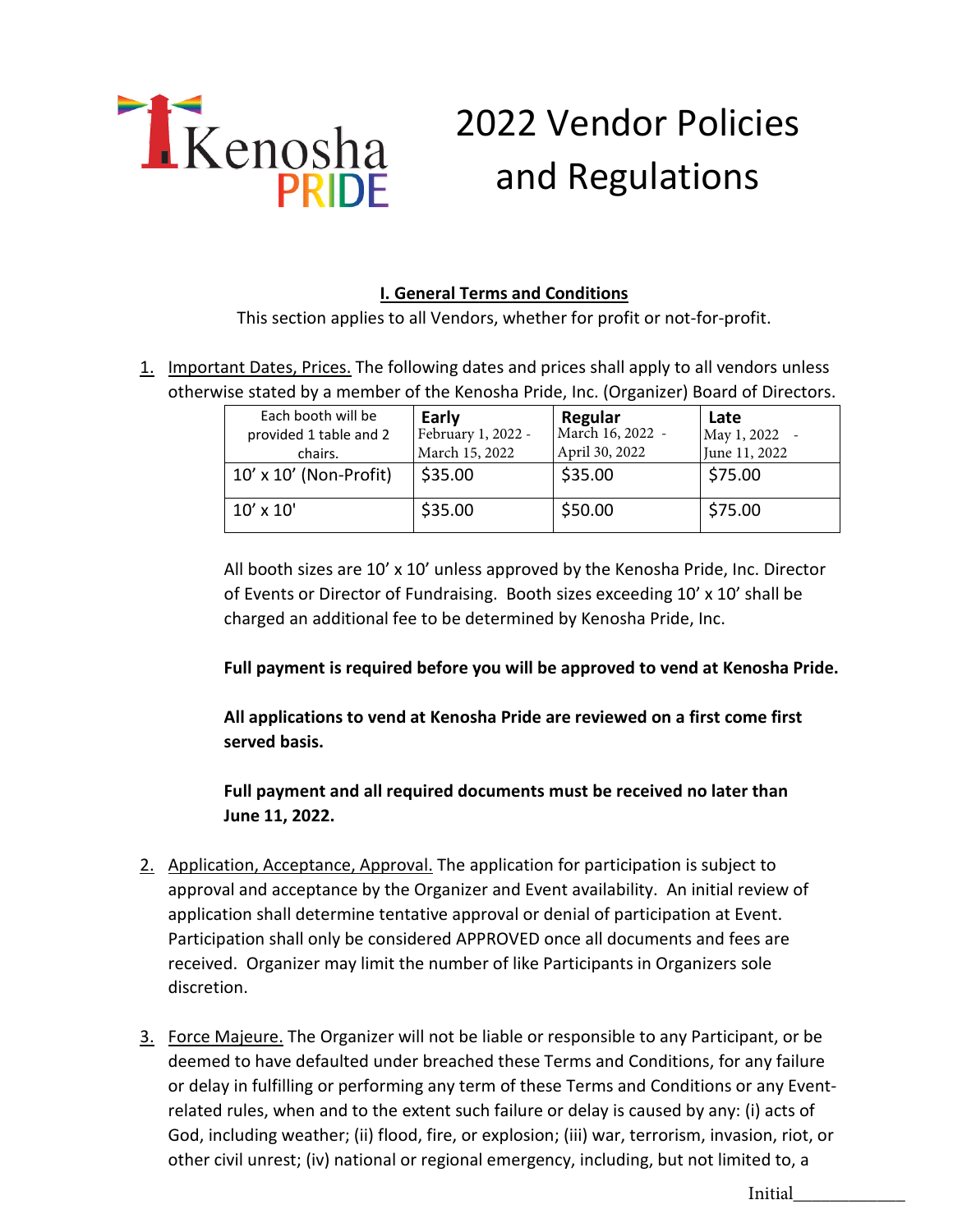Kenosha PRIDE

# 2022 Vendor Policies and Regulations

## I. General Terms and Conditions

This section applies to all Vendors, whether for profit or not-for-profit.

1. Important Dates, Prices. The following dates and prices shall apply to all vendors unless otherwise stated by a member of the Kenosha Pride, Inc. (Organizer) Board of Directors.

| Each booth will be provided 1 table and 2 chairs. | **Early** February 1, 2022 - March 15, 2022 | **Regular** March 16, 2022 - April 30, 2022 | **Late** May 1, 2022 - June 11, 2022 |
|---|---|---|---|
| 10' x 10' (Non-Profit) | $35.00 | $35.00 | $75.00 |
| 10' x 10' | $35.00 | $50.00 | $75.00 |

   All booth sizes are 10' x 10' unless approved by the Kenosha Pride, Inc. Director of Events or Director of Fundraising. Booth sizes exceeding 10' x 10' shall be charged an additional fee to be determined by Kenosha Pride, Inc.

   **Full payment is required before you will be approved to vend at Kenosha Pride.**

   **All applications to vend at Kenosha Pride are reviewed on a first come first served basis.**

   **Full payment and all required documents must be received no later than June 11, 2022.**

2. Application, Acceptance, Approval. The application for participation is subject to approval and acceptance by the Organizer and Event availability. An initial review of application shall determine tentative approval or denial of participation at Event. Participation shall only be considered APPROVED once all documents and fees are received. Organizer may limit the number of like Participants in Organizers sole discretion.

3. Force Majeure. The Organizer will not be liable or responsible to any Participant, or be deemed to have defaulted under breached these Terms and Conditions, for any failure or delay in fulfilling or performing any term of these Terms and Conditions or any Event-related rules, when and to the extent such failure or delay is caused by any: (i) acts of God, including weather; (ii) flood, fire, or explosion; (iii) war, terrorism, invasion, riot, or other civil unrest; (iv) national or regional emergency, including, but not limited to, a

Initial____________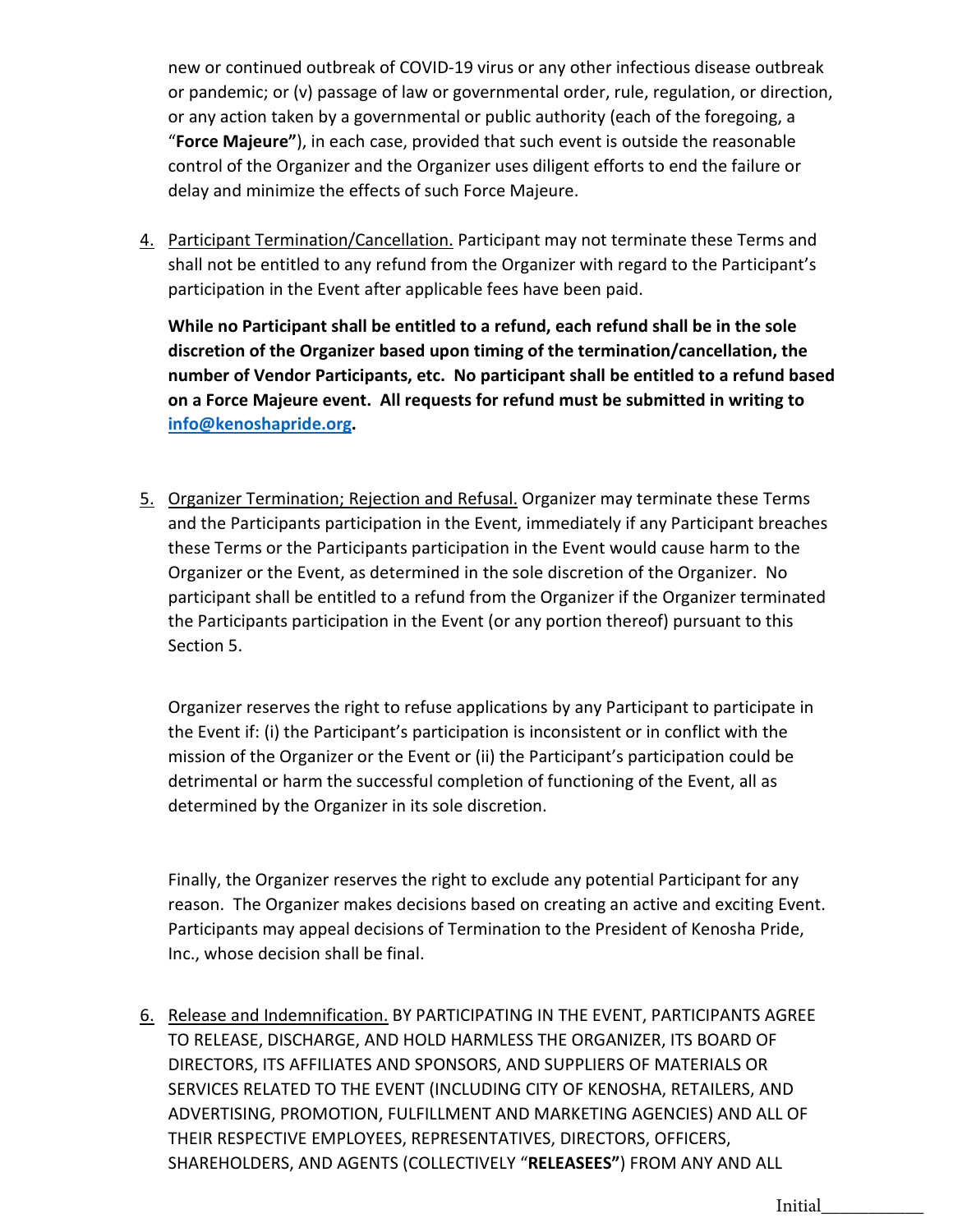new or continued outbreak of COVID-19 virus or any other infectious disease outbreak or pandemic; or (v) passage of law or governmental order, rule, regulation, or direction, or any action taken by a governmental or public authority (each of the foregoing, a "**Force Majeure"**), in each case, provided that such event is outside the reasonable control of the Organizer and the Organizer uses diligent efforts to end the failure or delay and minimize the effects of such Force Majeure.

4. Participant Termination/Cancellation. Participant may not terminate these Terms and shall not be entitled to any refund from the Organizer with regard to the Participant's participation in the Event after applicable fees have been paid.

   **While no Participant shall be entitled to a refund, each refund shall be in the sole discretion of the Organizer based upon timing of the termination/cancellation, the number of Vendor Participants, etc. No participant shall be entitled to a refund based on a Force Majeure event. All requests for refund must be submitted in writing to info@kenoshapride.org.**

5. Organizer Termination; Rejection and Refusal. Organizer may terminate these Terms and the Participants participation in the Event, immediately if any Participant breaches these Terms or the Participants participation in the Event would cause harm to the Organizer or the Event, as determined in the sole discretion of the Organizer. No participant shall be entitled to a refund from the Organizer if the Organizer terminated the Participants participation in the Event (or any portion thereof) pursuant to this Section 5.

   Organizer reserves the right to refuse applications by any Participant to participate in the Event if: (i) the Participant's participation is inconsistent or in conflict with the mission of the Organizer or the Event or (ii) the Participant's participation could be detrimental or harm the successful completion of functioning of the Event, all as determined by the Organizer in its sole discretion.

   Finally, the Organizer reserves the right to exclude any potential Participant for any reason. The Organizer makes decisions based on creating an active and exciting Event. Participants may appeal decisions of Termination to the President of Kenosha Pride, Inc., whose decision shall be final.

6. Release and Indemnification. BY PARTICIPATING IN THE EVENT, PARTICIPANTS AGREE TO RELEASE, DISCHARGE, AND HOLD HARMLESS THE ORGANIZER, ITS BOARD OF DIRECTORS, ITS AFFILIATES AND SPONSORS, AND SUPPLIERS OF MATERIALS OR SERVICES RELATED TO THE EVENT (INCLUDING CITY OF KENOSHA, RETAILERS, AND ADVERTISING, PROMOTION, FULFILLMENT AND MARKETING AGENCIES) AND ALL OF THEIR RESPECTIVE EMPLOYEES, REPRESENTATIVES, DIRECTORS, OFFICERS, SHAREHOLDERS, AND AGENTS (COLLECTIVELY "**RELEASEES"**) FROM ANY AND ALL

Initial___________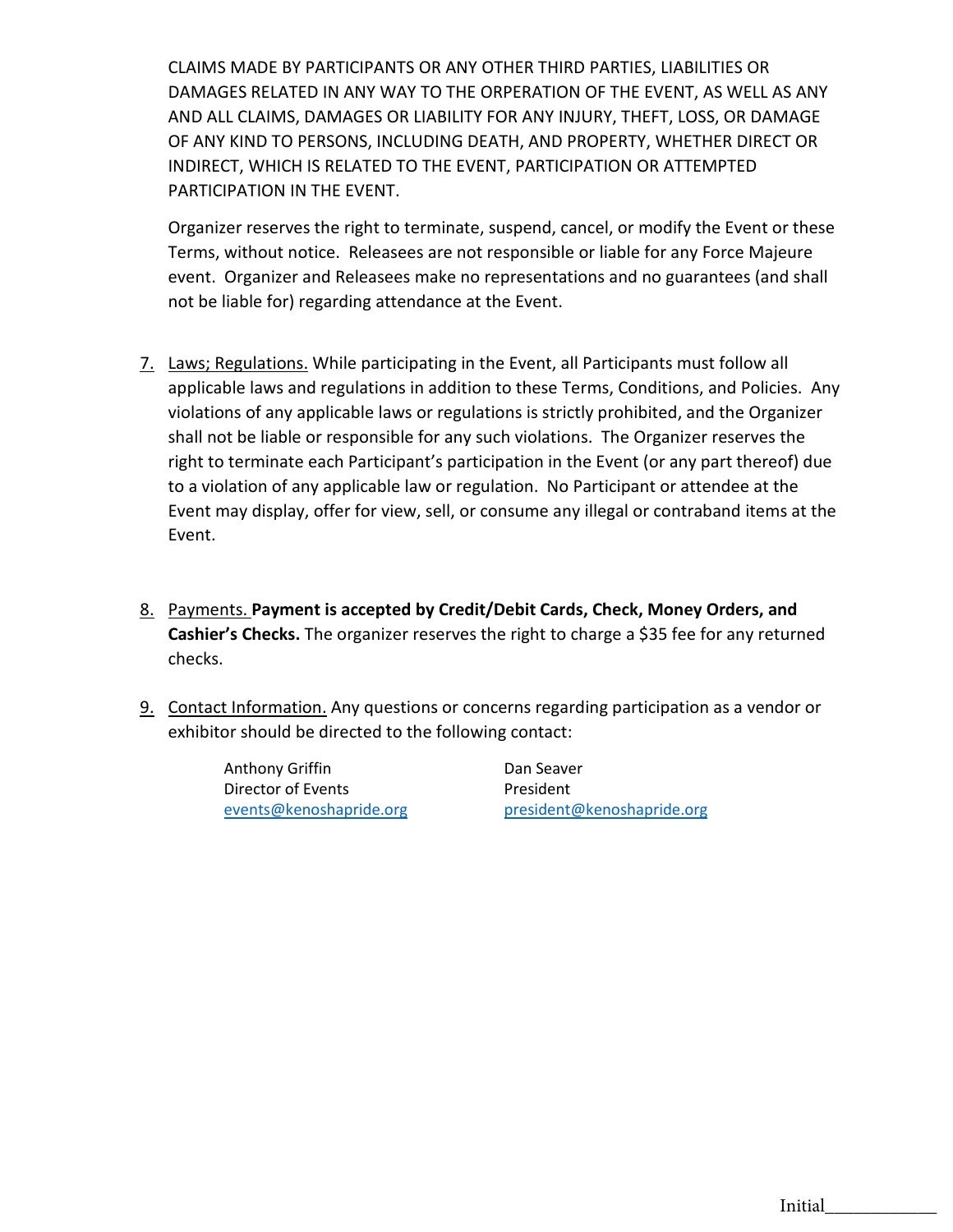CLAIMS MADE BY PARTICIPANTS OR ANY OTHER THIRD PARTIES, LIABILITIES OR DAMAGES RELATED IN ANY WAY TO THE ORPERATION OF THE EVENT, AS WELL AS ANY AND ALL CLAIMS, DAMAGES OR LIABILITY FOR ANY INJURY, THEFT, LOSS, OR DAMAGE OF ANY KIND TO PERSONS, INCLUDING DEATH, AND PROPERTY, WHETHER DIRECT OR INDIRECT, WHICH IS RELATED TO THE EVENT, PARTICIPATION OR ATTEMPTED PARTICIPATION IN THE EVENT.

Organizer reserves the right to terminate, suspend, cancel, or modify the Event or these Terms, without notice. Releasees are not responsible or liable for any Force Majeure event. Organizer and Releasees make no representations and no guarantees (and shall not be liable for) regarding attendance at the Event.

7. Laws; Regulations. While participating in the Event, all Participants must follow all applicable laws and regulations in addition to these Terms, Conditions, and Policies. Any violations of any applicable laws or regulations is strictly prohibited, and the Organizer shall not be liable or responsible for any such violations. The Organizer reserves the right to terminate each Participant's participation in the Event (or any part thereof) due to a violation of any applicable law or regulation. No Participant or attendee at the Event may display, offer for view, sell, or consume any illegal or contraband items at the Event.

8. Payments. **Payment is accepted by Credit/Debit Cards, Check, Money Orders, and Cashier's Checks.** The organizer reserves the right to charge a $35 fee for any returned checks.

9. Contact Information. Any questions or concerns regarding participation as a vendor or exhibitor should be directed to the following contact:

   Anthony Griffin
   Director of Events
   events@kenoshapride.org

   Dan Seaver
   President
   president@kenoshapride.org

Initial____________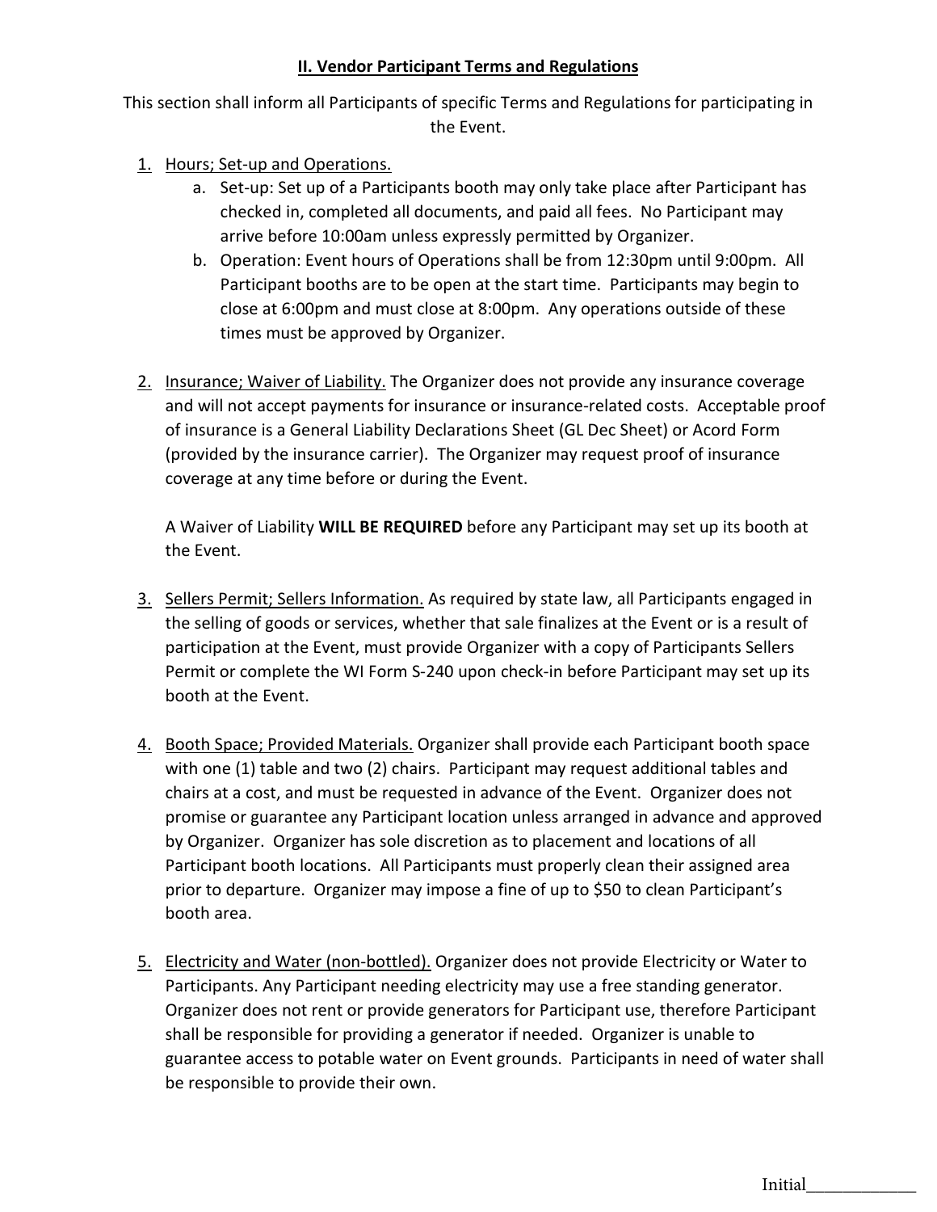## II. Vendor Participant Terms and Regulations

This section shall inform all Participants of specific Terms and Regulations for participating in the Event.

1. Hours; Set-up and Operations.
   a. Set-up: Set up of a Participants booth may only take place after Participant has checked in, completed all documents, and paid all fees. No Participant may arrive before 10:00am unless expressly permitted by Organizer.
   b. Operation: Event hours of Operations shall be from 12:30pm until 9:00pm. All Participant booths are to be open at the start time. Participants may begin to close at 6:00pm and must close at 8:00pm. Any operations outside of these times must be approved by Organizer.

2. Insurance; Waiver of Liability. The Organizer does not provide any insurance coverage and will not accept payments for insurance or insurance-related costs. Acceptable proof of insurance is a General Liability Declarations Sheet (GL Dec Sheet) or Acord Form (provided by the insurance carrier). The Organizer may request proof of insurance coverage at any time before or during the Event.

   A Waiver of Liability **WILL BE REQUIRED** before any Participant may set up its booth at the Event.

3. Sellers Permit; Sellers Information. As required by state law, all Participants engaged in the selling of goods or services, whether that sale finalizes at the Event or is a result of participation at the Event, must provide Organizer with a copy of Participants Sellers Permit or complete the WI Form S-240 upon check-in before Participant may set up its booth at the Event.

4. Booth Space; Provided Materials. Organizer shall provide each Participant booth space with one (1) table and two (2) chairs. Participant may request additional tables and chairs at a cost, and must be requested in advance of the Event. Organizer does not promise or guarantee any Participant location unless arranged in advance and approved by Organizer. Organizer has sole discretion as to placement and locations of all Participant booth locations. All Participants must properly clean their assigned area prior to departure. Organizer may impose a fine of up to $50 to clean Participant's booth area.

5. Electricity and Water (non-bottled). Organizer does not provide Electricity or Water to Participants. Any Participant needing electricity may use a free standing generator. Organizer does not rent or provide generators for Participant use, therefore Participant shall be responsible for providing a generator if needed. Organizer is unable to guarantee access to potable water on Event grounds. Participants in need of water shall be responsible to provide their own.

Initial____________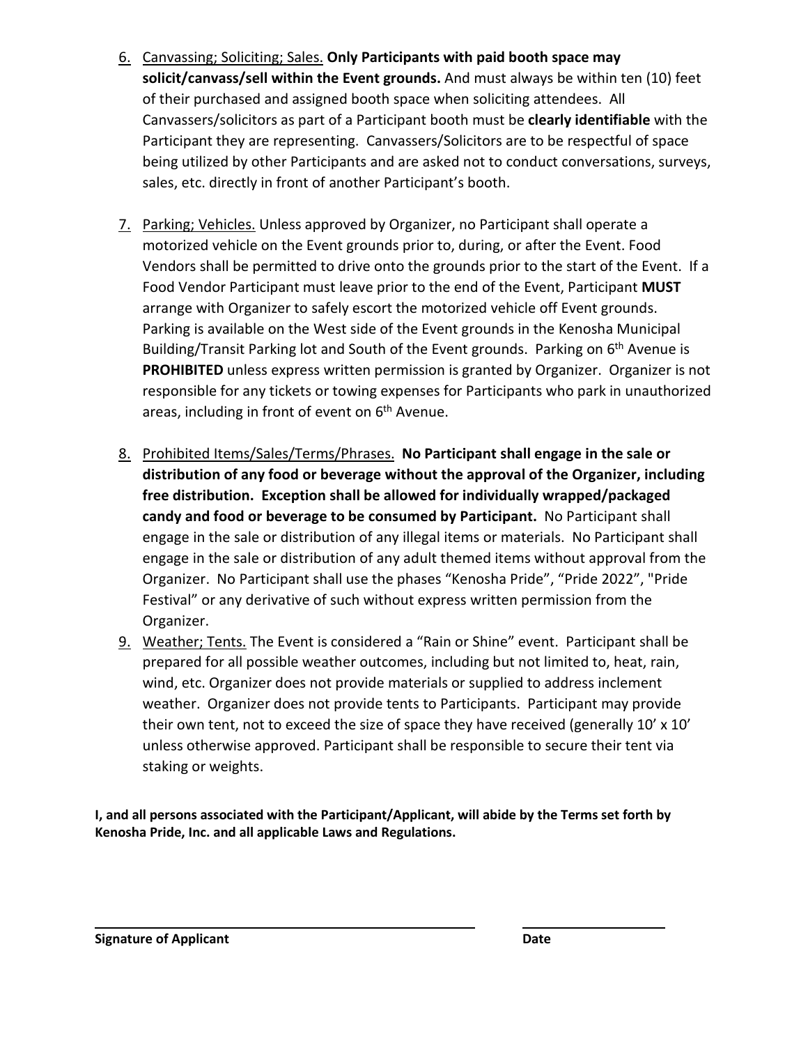6. Canvassing; Soliciting; Sales. **Only Participants with paid booth space may solicit/canvass/sell within the Event grounds.** And must always be within ten (10) feet of their purchased and assigned booth space when soliciting attendees. All Canvassers/solicitors as part of a Participant booth must be **clearly identifiable** with the Participant they are representing. Canvassers/Solicitors are to be respectful of space being utilized by other Participants and are asked not to conduct conversations, surveys, sales, etc. directly in front of another Participant's booth.

7. Parking; Vehicles. Unless approved by Organizer, no Participant shall operate a motorized vehicle on the Event grounds prior to, during, or after the Event. Food Vendors shall be permitted to drive onto the grounds prior to the start of the Event. If a Food Vendor Participant must leave prior to the end of the Event, Participant **MUST** arrange with Organizer to safely escort the motorized vehicle off Event grounds. Parking is available on the West side of the Event grounds in the Kenosha Municipal Building/Transit Parking lot and South of the Event grounds. Parking on 6th Avenue is **PROHIBITED** unless express written permission is granted by Organizer. Organizer is not responsible for any tickets or towing expenses for Participants who park in unauthorized areas, including in front of event on 6th Avenue.

8. Prohibited Items/Sales/Terms/Phrases. **No Participant shall engage in the sale or distribution of any food or beverage without the approval of the Organizer, including free distribution. Exception shall be allowed for individually wrapped/packaged candy and food or beverage to be consumed by Participant.** No Participant shall engage in the sale or distribution of any illegal items or materials. No Participant shall engage in the sale or distribution of any adult themed items without approval from the Organizer. No Participant shall use the phases "Kenosha Pride", "Pride 2022", "Pride Festival" or any derivative of such without express written permission from the Organizer.

9. Weather; Tents. The Event is considered a "Rain or Shine" event. Participant shall be prepared for all possible weather outcomes, including but not limited to, heat, rain, wind, etc. Organizer does not provide materials or supplied to address inclement weather. Organizer does not provide tents to Participants. Participant may provide their own tent, not to exceed the size of space they have received (generally 10' x 10' unless otherwise approved. Participant shall be responsible to secure their tent via staking or weights.

**I, and all persons associated with the Participant/Applicant, will abide by the Terms set forth by Kenosha Pride, Inc. and all applicable Laws and Regulations.**

\_\_\_\_\_\_\_\_\_\_\_\_\_\_\_\_\_\_\_\_\_\_\_\_\_\_\_\_\_\_\_\_\_\_\_\_\_\_\_\_ \_\_\_\_\_\_\_\_\_\_\_\_\_\_\_\_

**Signature of Applicant** **Date**